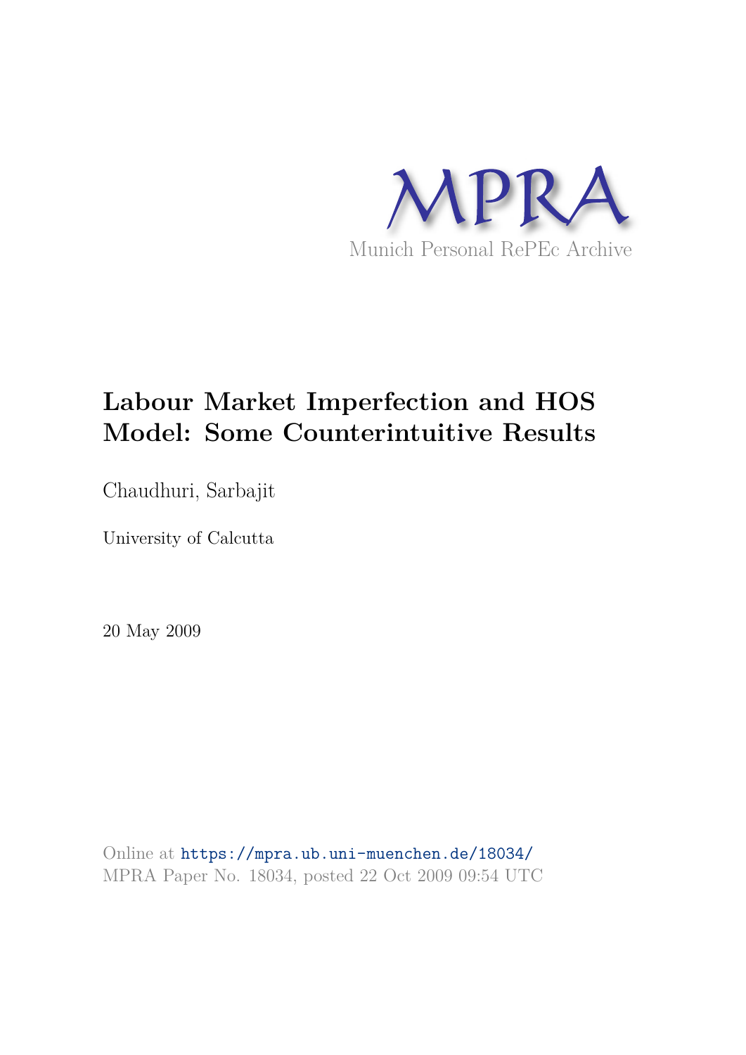MPRA

Munich Personal RePEc Archive

# Labour Market Imperfection and HOS Model: Some Counterintuitive Results

Chaudhuri, Sarbajit

University of Calcutta

20 May 2009

Online at https://mpra.ub.uni-muenchen.de/18034/

MPRA Paper No. 18034, posted 22 Oct 2009 09:54 UTC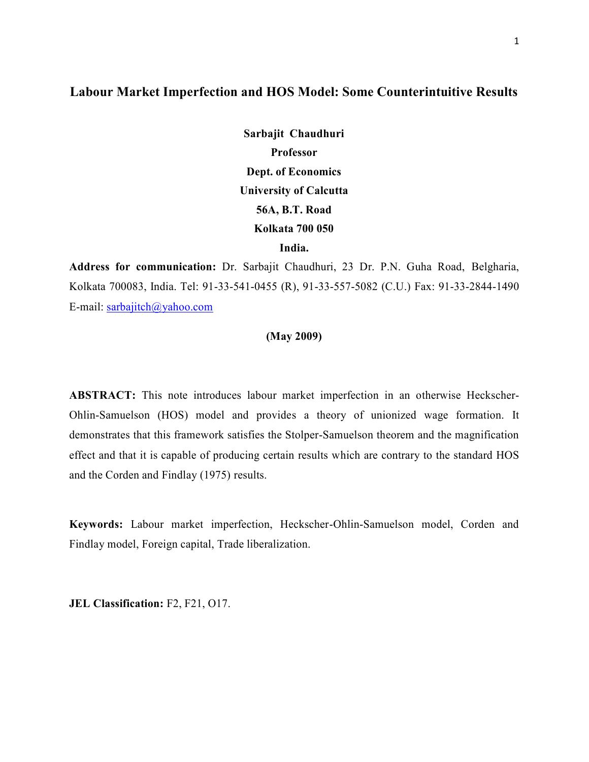# Labour Market Imperfection and HOS Model: Some Counterintuitive Results

**Sarbajit Chaudhuri**
**Professor**
**Dept. of Economics**
**University of Calcutta**
**56A, B.T. Road**
**Kolkata 700 050**
**India.**

**Address for communication:** Dr. Sarbajit Chaudhuri, 23 Dr. P.N. Guha Road, Belgharia, Kolkata 700083, India. Tel: 91-33-541-0455 (R), 91-33-557-5082 (C.U.) Fax: 91-33-2844-1490 E-mail: sarbajitch@yahoo.com

**(May 2009)**

**ABSTRACT:** This note introduces labour market imperfection in an otherwise Heckscher-Ohlin-Samuelson (HOS) model and provides a theory of unionized wage formation. It demonstrates that this framework satisfies the Stolper-Samuelson theorem and the magnification effect and that it is capable of producing certain results which are contrary to the standard HOS and the Corden and Findlay (1975) results.

**Keywords:** Labour market imperfection, Heckscher-Ohlin-Samuelson model, Corden and Findlay model, Foreign capital, Trade liberalization.

**JEL Classification:** F2, F21, O17.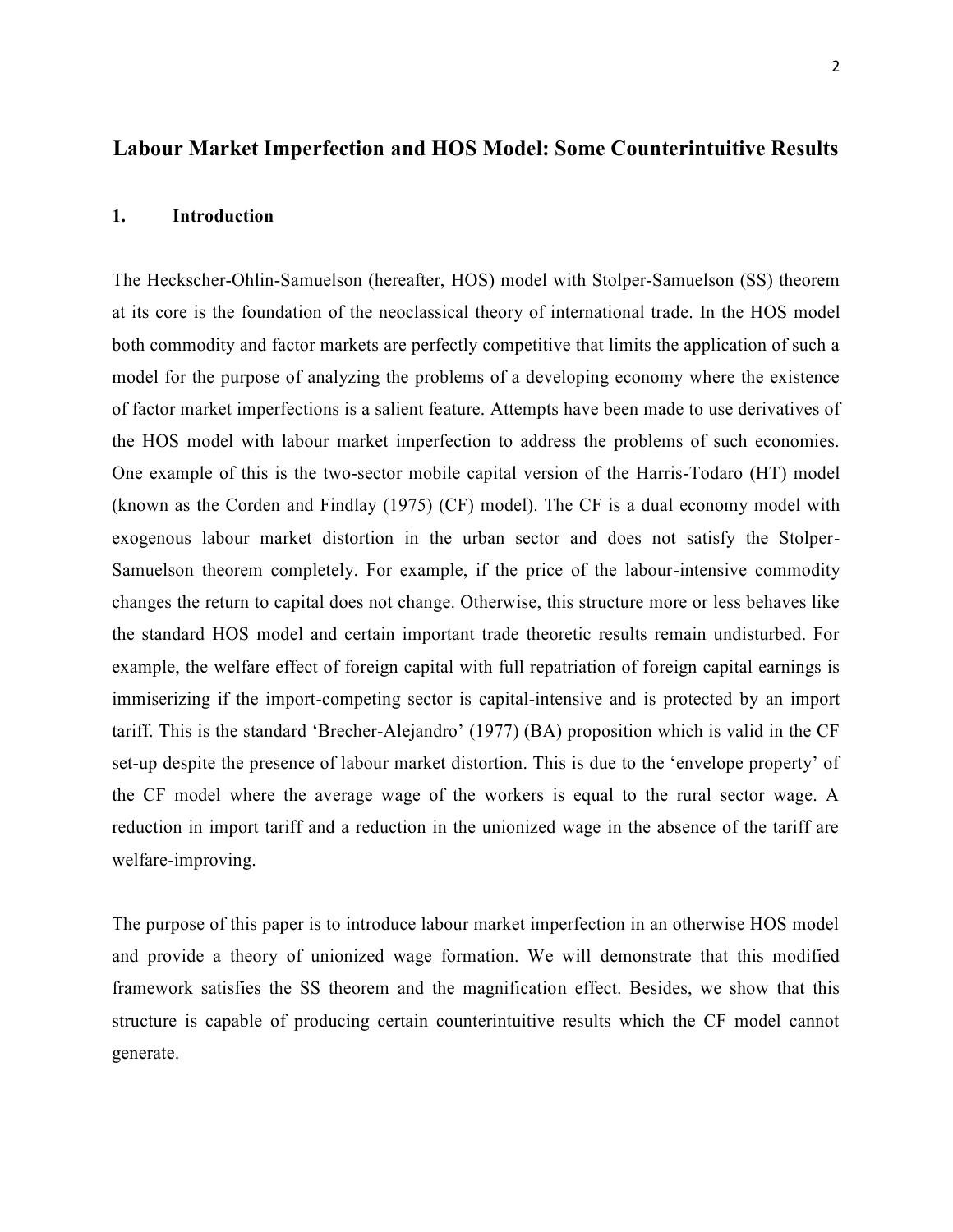## Labour Market Imperfection and HOS Model: Some Counterintuitive Results

### 1. Introduction

The Heckscher-Ohlin-Samuelson (hereafter, HOS) model with Stolper-Samuelson (SS) theorem at its core is the foundation of the neoclassical theory of international trade. In the HOS model both commodity and factor markets are perfectly competitive that limits the application of such a model for the purpose of analyzing the problems of a developing economy where the existence of factor market imperfections is a salient feature. Attempts have been made to use derivatives of the HOS model with labour market imperfection to address the problems of such economies. One example of this is the two-sector mobile capital version of the Harris-Todaro (HT) model (known as the Corden and Findlay (1975) (CF) model). The CF is a dual economy model with exogenous labour market distortion in the urban sector and does not satisfy the Stolper-Samuelson theorem completely. For example, if the price of the labour-intensive commodity changes the return to capital does not change. Otherwise, this structure more or less behaves like the standard HOS model and certain important trade theoretic results remain undisturbed. For example, the welfare effect of foreign capital with full repatriation of foreign capital earnings is immiserizing if the import-competing sector is capital-intensive and is protected by an import tariff. This is the standard 'Brecher-Alejandro' (1977) (BA) proposition which is valid in the CF set-up despite the presence of labour market distortion. This is due to the 'envelope property' of the CF model where the average wage of the workers is equal to the rural sector wage. A reduction in import tariff and a reduction in the unionized wage in the absence of the tariff are welfare-improving.

The purpose of this paper is to introduce labour market imperfection in an otherwise HOS model and provide a theory of unionized wage formation. We will demonstrate that this modified framework satisfies the SS theorem and the magnification effect. Besides, we show that this structure is capable of producing certain counterintuitive results which the CF model cannot generate.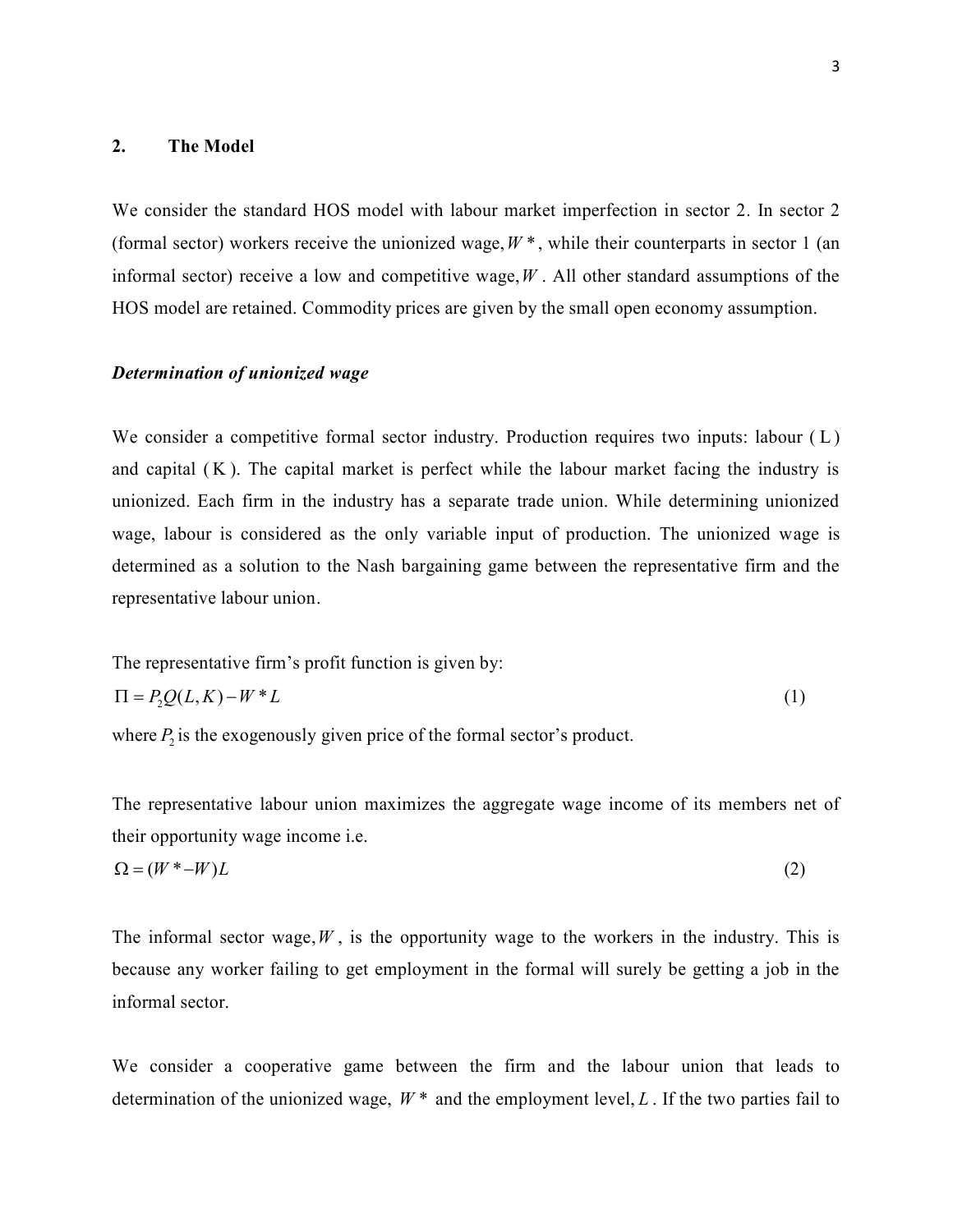## 2. The Model

We consider the standard HOS model with labour market imperfection in sector 2. In sector 2 (formal sector) workers receive the unionized wage, $W^*$, while their counterparts in sector 1 (an informal sector) receive a low and competitive wage, $W$. All other standard assumptions of the HOS model are retained. Commodity prices are given by the small open economy assumption.

### *Determination of unionized wage*

We consider a competitive formal sector industry. Production requires two inputs: labour ( $L$ ) and capital ( $K$ ). The capital market is perfect while the labour market facing the industry is unionized. Each firm in the industry has a separate trade union. While determining unionized wage, labour is considered as the only variable input of production. The unionized wage is determined as a solution to the Nash bargaining game between the representative firm and the representative labour union.

The representative firm's profit function is given by:

$$\Pi = P_2 Q(L, K) - W^* L \tag{1}$$

where $P_2$ is the exogenously given price of the formal sector's product.

The representative labour union maximizes the aggregate wage income of its members net of their opportunity wage income i.e.

$$\Omega = (W^* - W)L \tag{2}$$

The informal sector wage, $W$, is the opportunity wage to the workers in the industry. This is because any worker failing to get employment in the formal will surely be getting a job in the informal sector.

We consider a cooperative game between the firm and the labour union that leads to determination of the unionized wage, $W^*$ and the employment level, $L$. If the two parties fail to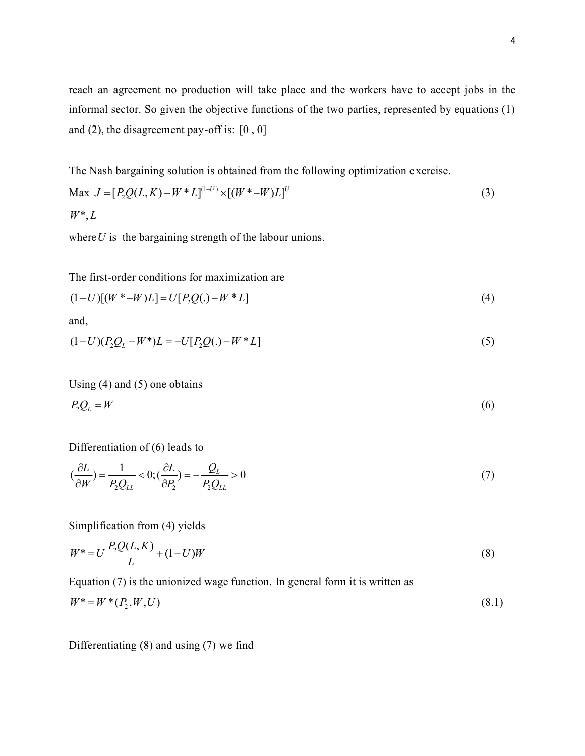reach an agreement no production will take place and the workers have to accept jobs in the informal sector. So given the objective functions of the two parties, represented by equations (1) and (2), the disagreement pay-off is: [0 , 0]

The Nash bargaining solution is obtained from the following optimization exercise.

$$\underset{W^*, L}{\text{Max}} \ J = [P_2Q(L,K) - W^*L]^{(1-U)} \times [(W^* - W)L]^U \tag{3}$$

where $U$ is the bargaining strength of the labour unions.

The first-order conditions for maximization are

$$(1-U)[(W^* - W)L] = U[P_2Q(.) - W^*L] \tag{4}$$

and,

$$(1-U)(P_2Q_L - W^*)L = -U[P_2Q(.) - W^*L] \tag{5}$$

Using (4) and (5) one obtains

$$P_2Q_L = W \tag{6}$$

Differentiation of (6) leads to

$$\left(\frac{\partial L}{\partial W}\right) = \frac{1}{P_2Q_{LL}} < 0; \left(\frac{\partial L}{\partial P_2}\right) = -\frac{Q_L}{P_2Q_{LL}} > 0 \tag{7}$$

Simplification from (4) yields

$$W^* = U\frac{P_2Q(L,K)}{L} + (1-U)W \tag{8}$$

Equation (7) is the unionized wage function. In general form it is written as

$$W^* = W^*(P_2, W, U) \tag{8.1}$$

Differentiating (8) and using (7) we find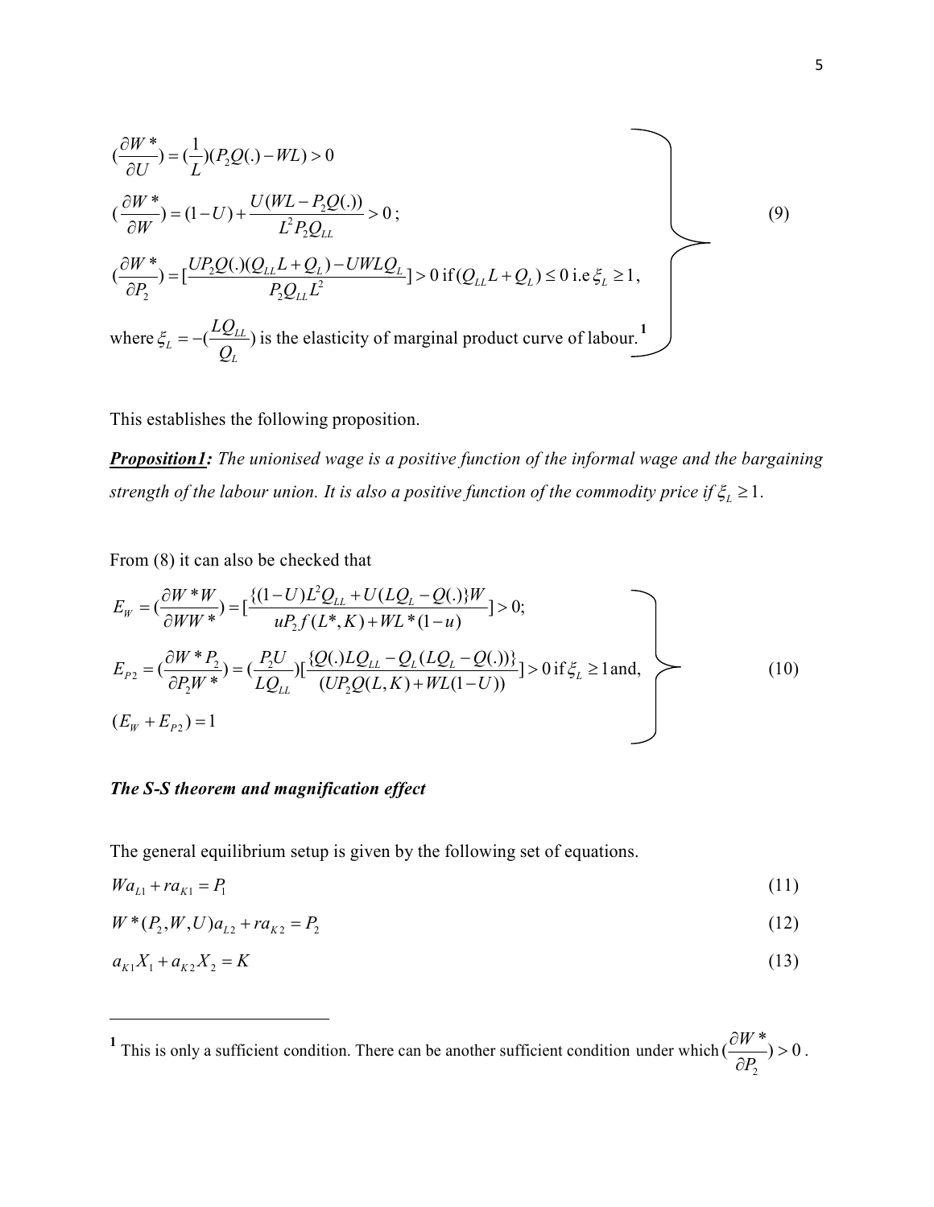$$
\left.
\begin{aligned}
&(\frac{\partial W^*}{\partial U}) = (\frac{1}{L})(P_2 Q(.) - WL) > 0 \\
&(\frac{\partial W^*}{\partial W}) = (1-U) + \frac{U(WL - P_2 Q(.))}{L^2 P_2 Q_{LL}} > 0\,; \\
&(\frac{\partial W^*}{\partial P_2}) = [\frac{UP_2 Q(.)(Q_{LL} L + Q_L) - UWLQ_L}{P_2 Q_{LL} L^2}] > 0 \text{ if } (Q_{LL} L + Q_L) \le 0 \text{ i.e } \xi_L \ge 1, \\
&\text{where } \xi_L = -(\frac{LQ_{LL}}{Q_L}) \text{ is the elasticity of marginal product curve of labour.}^{1}
\end{aligned}
\right\} \quad (9)
$$

This establishes the following proposition.

***Proposition1:*** *The unionised wage is a positive function of the informal wage and the bargaining strength of the labour union. It is also a positive function of the commodity price if* $\xi_L \ge 1$.

From (8) it can also be checked that

$$
\left.
\begin{aligned}
&E_W = (\frac{\partial W^* W}{\partial W W^*}) = [\frac{\{(1-U)L^2 Q_{LL} + U(LQ_L - Q(.)\}W}{uP_2 f(L^*, K) + WL^*(1-u)}] > 0; \\
&E_{P2} = (\frac{\partial W^* P_2}{\partial P_2 W^*}) = (\frac{P_2 U}{LQ_{LL}})[\frac{\{Q(.)LQ_{LL} - Q_L(LQ_L - Q(.))\}}{(UP_2 Q(L,K) + WL(1-U))}] > 0 \text{ if } \xi_L \ge 1 \text{and}, \\
&(E_W + E_{P2}) = 1
\end{aligned}
\right\} \quad (10)
$$

### *The S-S theorem and magnification effect*

The general equilibrium setup is given by the following set of equations.

$$
Wa_{L1} + ra_{K1} = P_1 \tag{11}
$$

$$
W^*(P_2, W, U)a_{L2} + ra_{K2} = P_2 \tag{12}
$$

$$
a_{K1}X_1 + a_{K2}X_2 = K \tag{13}
$$

---

[1] This is only a sufficient condition. There can be another sufficient condition under which $(\frac{\partial W^*}{\partial P_2}) > 0$.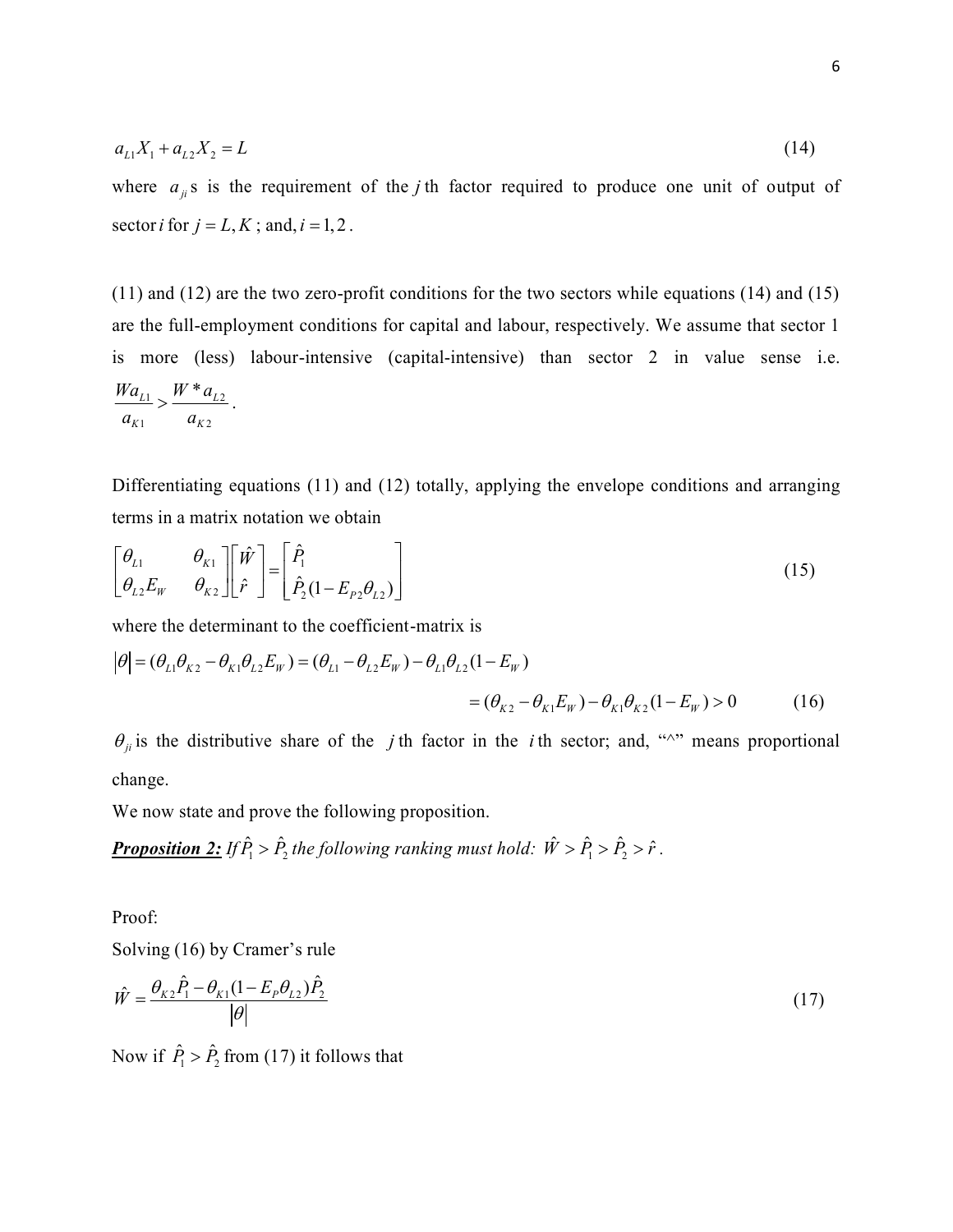$$a_{L1}X_1 + a_{L2}X_2 = L \tag{14}$$

where $a_{ji}$s is the requirement of the $j$th factor required to produce one unit of output of sector $i$ for $j = L, K$ ; and, $i = 1, 2$ .

(11) and (12) are the two zero-profit conditions for the two sectors while equations (14) and (15) are the full-employment conditions for capital and labour, respectively. We assume that sector 1 is more (less) labour-intensive (capital-intensive) than sector 2 in value sense i.e. $\frac{Wa_{L1}}{a_{K1}} > \frac{W * a_{L2}}{a_{K2}}$.

Differentiating equations (11) and (12) totally, applying the envelope conditions and arranging terms in a matrix notation we obtain

$$\begin{bmatrix} \theta_{L1} & \theta_{K1} \\ \theta_{L2}E_W & \theta_{K2} \end{bmatrix} \begin{bmatrix} \hat{W} \\ \hat{r} \end{bmatrix} = \begin{bmatrix} \hat{P}_1 \\ \hat{P}_2(1 - E_{P2}\theta_{L2}) \end{bmatrix} \tag{15}$$

where the determinant to the coefficient-matrix is

$$|\theta| = (\theta_{L1}\theta_{K2} - \theta_{K1}\theta_{L2}E_W) = (\theta_{L1} - \theta_{L2}E_W) - \theta_{L1}\theta_{L2}(1 - E_W)$$

$$= (\theta_{K2} - \theta_{K1}E_W) - \theta_{K1}\theta_{K2}(1 - E_W) > 0 \tag{16}$$

$\theta_{ji}$ is the distributive share of the $j$th factor in the $i$th sector; and, "^" means proportional change.

We now state and prove the following proposition.

***Proposition 2:*** *If $\hat{P}_1 > \hat{P}_2$ the following ranking must hold: $\hat{W} > \hat{P}_1 > \hat{P}_2 > \hat{r}$ .*

Proof:

Solving (16) by Cramer's rule

$$\hat{W} = \frac{\theta_{K2}\hat{P}_1 - \theta_{K1}(1 - E_P\theta_{L2})\hat{P}_2}{|\theta|} \tag{17}$$

Now if $\hat{P}_1 > \hat{P}_2$ from (17) it follows that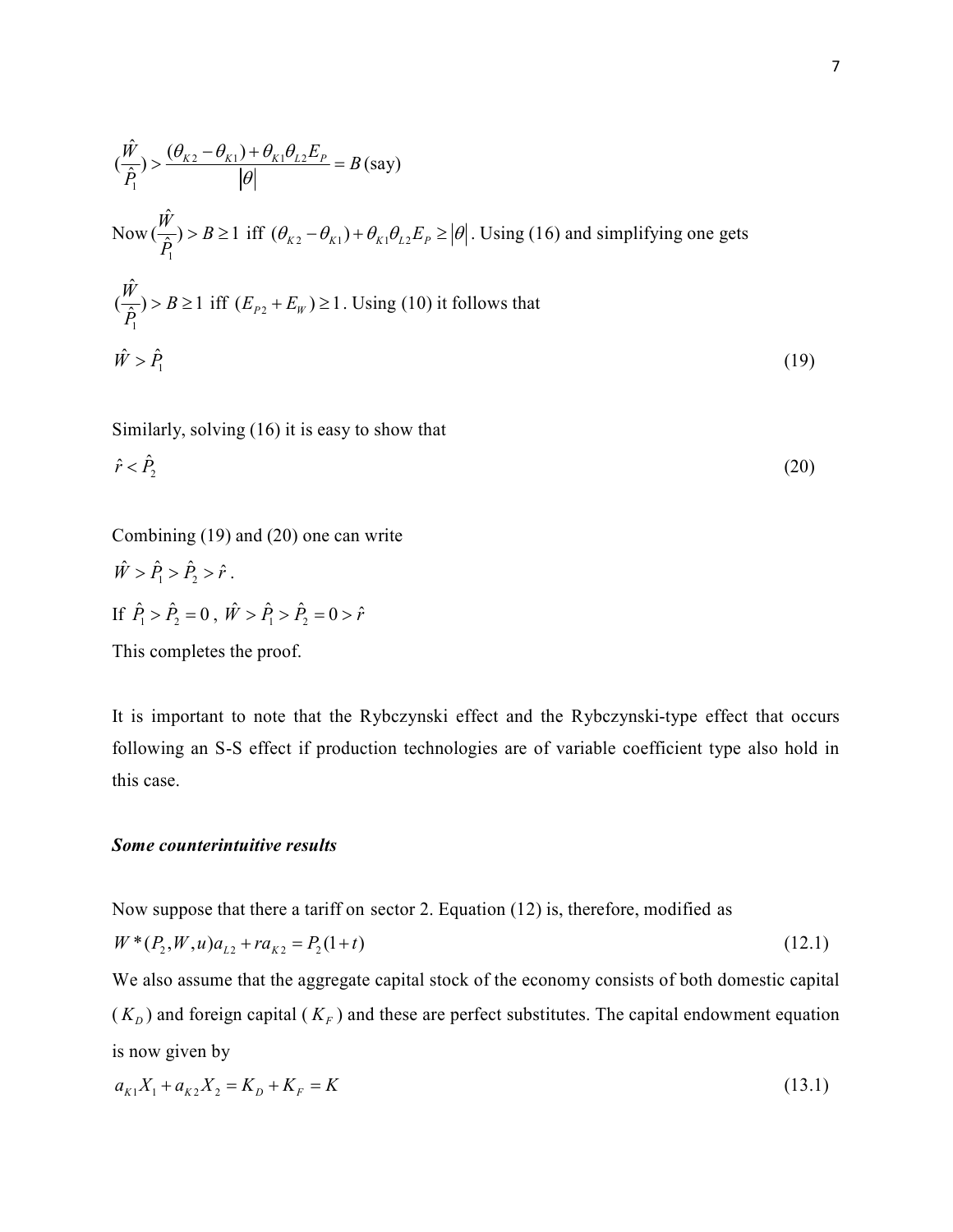$$(\frac{\hat{W}}{\hat{P}_1}) > \frac{(\theta_{K2} - \theta_{K1}) + \theta_{K1}\theta_{L2}E_P}{|\theta|} = B \text{ (say)}$$

Now $(\frac{\hat{W}}{\hat{P}_1}) > B \geq 1$ iff $(\theta_{K2} - \theta_{K1}) + \theta_{K1}\theta_{L2}E_P \geq |\theta|$. Using (16) and simplifying one gets

$(\frac{\hat{W}}{\hat{P}_1}) > B \geq 1$ iff $(E_{P2} + E_W) \geq 1$. Using (10) it follows that

$$\hat{W} > \hat{P}_1 \tag{19}$$

Similarly, solving (16) it is easy to show that

$$\hat{r} < \hat{P}_2 \tag{20}$$

Combining (19) and (20) one can write

$\hat{W} > \hat{P}_1 > \hat{P}_2 > \hat{r}$.

If $\hat{P}_1 > \hat{P}_2 = 0$, $\hat{W} > \hat{P}_1 > \hat{P}_2 = 0 > \hat{r}$

This completes the proof.

It is important to note that the Rybczynski effect and the Rybczynski-type effect that occurs following an S-S effect if production technologies are of variable coefficient type also hold in this case.

***Some counterintuitive results***

Now suppose that there a tariff on sector 2. Equation (12) is, therefore, modified as

$$W^*(P_2, W, u)a_{L2} + ra_{K2} = P_2(1+t) \tag{12.1}$$

We also assume that the aggregate capital stock of the economy consists of both domestic capital ($K_D$) and foreign capital ($K_F$) and these are perfect substitutes. The capital endowment equation is now given by

$$a_{K1}X_1 + a_{K2}X_2 = K_D + K_F = K \tag{13.1}$$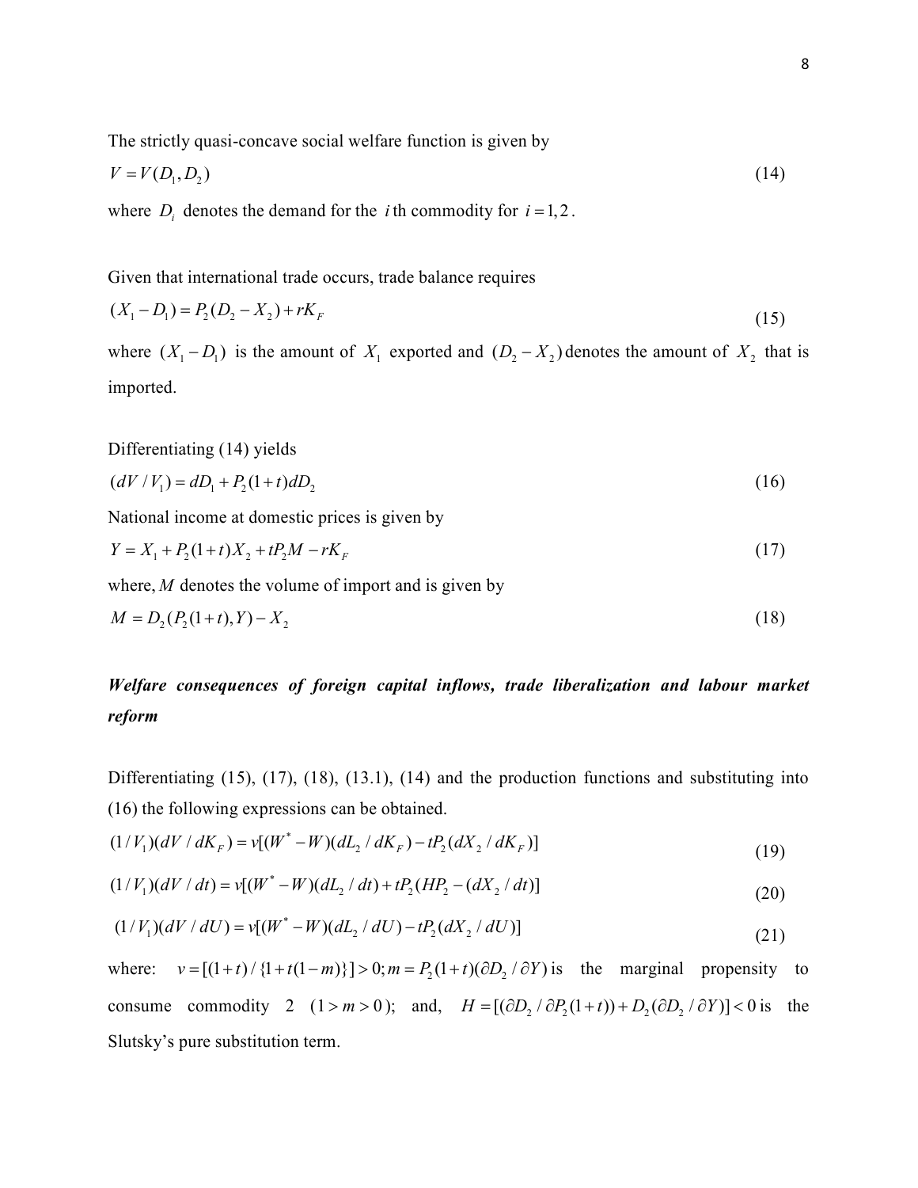The strictly quasi-concave social welfare function is given by

$$V = V(D_1, D_2) \tag{14}$$

where $D_i$ denotes the demand for the $i$th commodity for $i = 1, 2$.

Given that international trade occurs, trade balance requires

$$(X_1 - D_1) = P_2(D_2 - X_2) + rK_F \tag{15}$$

where $(X_1 - D_1)$ is the amount of $X_1$ exported and $(D_2 - X_2)$ denotes the amount of $X_2$ that is imported.

Differentiating (14) yields

$$(dV / V_1) = dD_1 + P_2(1+t)dD_2 \tag{16}$$

National income at domestic prices is given by

$$Y = X_1 + P_2(1+t)X_2 + tP_2M - rK_F \tag{17}$$

where, $M$ denotes the volume of import and is given by

$$M = D_2(P_2(1+t), Y) - X_2 \tag{18}$$

***Welfare consequences of foreign capital inflows, trade liberalization and labour market reform***

Differentiating (15), (17), (18), (13.1), (14) and the production functions and substituting into (16) the following expressions can be obtained.

$$(1/V_1)(dV / dK_F) = v[(W^* - W)(dL_2 / dK_F) - tP_2(dX_2 / dK_F)] \tag{19}$$

$$(1/V_1)(dV / dt) = v[(W^* - W)(dL_2 / dt) + tP_2(HP_2 - (dX_2 / dt)] \tag{20}$$

$$(1/V_1)(dV / dU) = v[(W^* - W)(dL_2 / dU) - tP_2(dX_2 / dU)] \tag{21}$$

where: $v = [(1+t)/\{1+t(1-m)\}] > 0; m = P_2(1+t)(\partial D_2 / \partial Y)$ is the marginal propensity to consume commodity 2 ($1 > m > 0$); and, $H = [(\partial D_2 / \partial P_2(1+t)) + D_2(\partial D_2 / \partial Y)] < 0$ is the Slutsky's pure substitution term.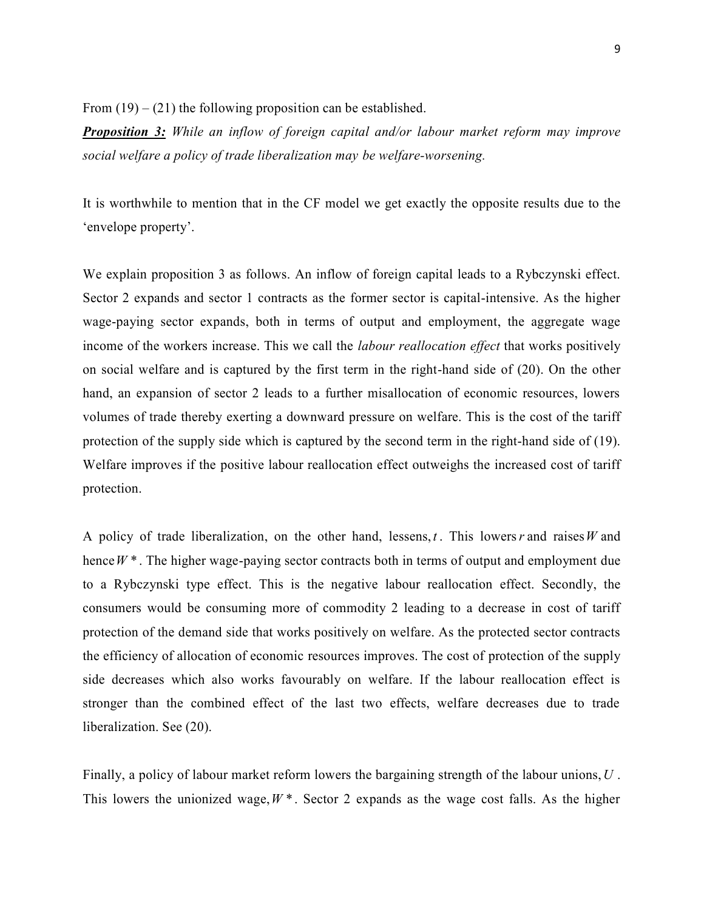From (19) – (21) the following proposition can be established.

***Proposition 3:*** *While an inflow of foreign capital and/or labour market reform may improve social welfare a policy of trade liberalization may be welfare-worsening.*

It is worthwhile to mention that in the CF model we get exactly the opposite results due to the 'envelope property'.

We explain proposition 3 as follows. An inflow of foreign capital leads to a Rybczynski effect. Sector 2 expands and sector 1 contracts as the former sector is capital-intensive. As the higher wage-paying sector expands, both in terms of output and employment, the aggregate wage income of the workers increase. This we call the *labour reallocation effect* that works positively on social welfare and is captured by the first term in the right-hand side of (20). On the other hand, an expansion of sector 2 leads to a further misallocation of economic resources, lowers volumes of trade thereby exerting a downward pressure on welfare. This is the cost of the tariff protection of the supply side which is captured by the second term in the right-hand side of (19). Welfare improves if the positive labour reallocation effect outweighs the increased cost of tariff protection.

A policy of trade liberalization, on the other hand, lessens, $t$. This lowers $r$ and raises $W$ and hence $W^*$. The higher wage-paying sector contracts both in terms of output and employment due to a Rybczynski type effect. This is the negative labour reallocation effect. Secondly, the consumers would be consuming more of commodity 2 leading to a decrease in cost of tariff protection of the demand side that works positively on welfare. As the protected sector contracts the efficiency of allocation of economic resources improves. The cost of protection of the supply side decreases which also works favourably on welfare. If the labour reallocation effect is stronger than the combined effect of the last two effects, welfare decreases due to trade liberalization. See (20).

Finally, a policy of labour market reform lowers the bargaining strength of the labour unions, $U$. This lowers the unionized wage, $W^*$. Sector 2 expands as the wage cost falls. As the higher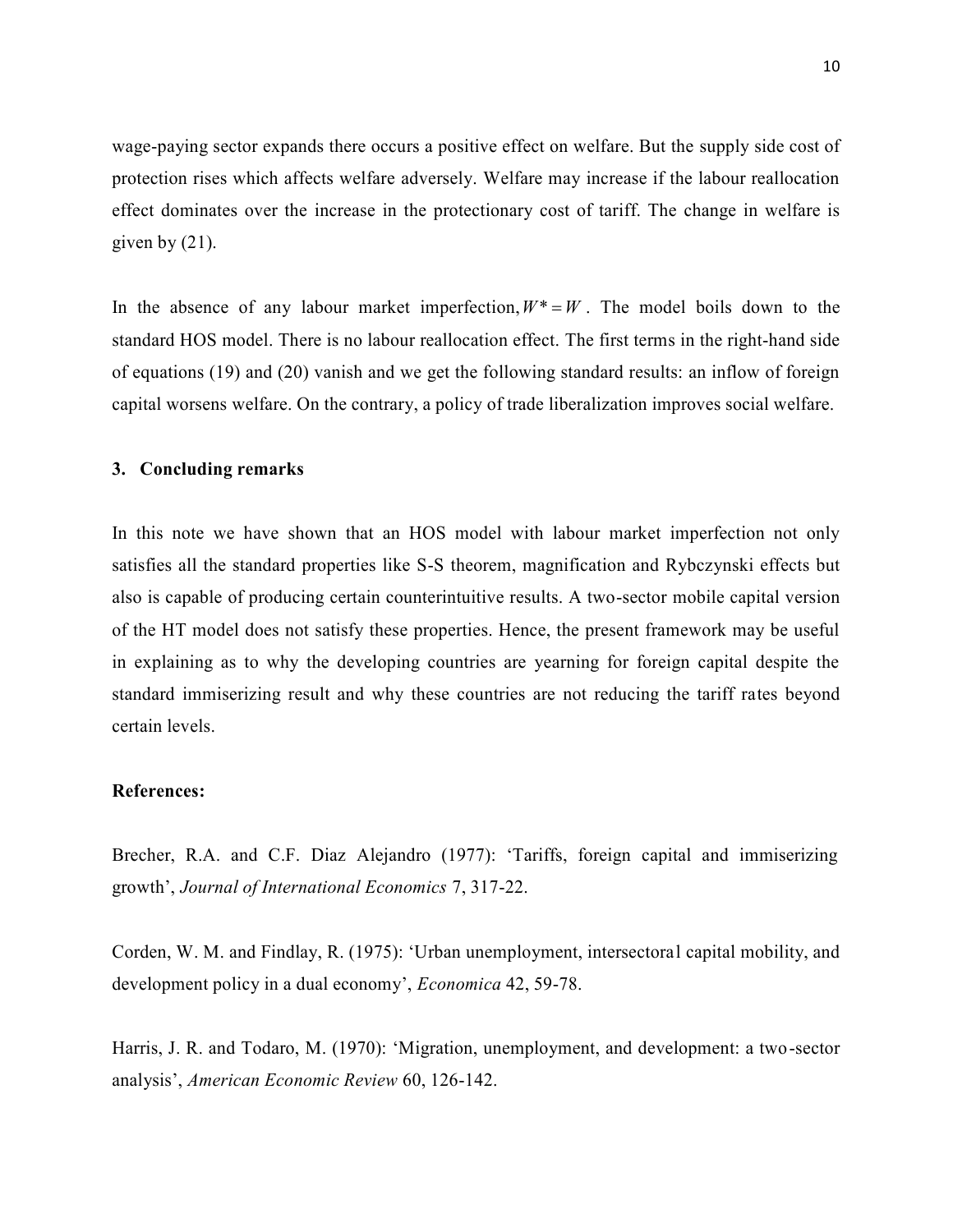wage-paying sector expands there occurs a positive effect on welfare. But the supply side cost of protection rises which affects welfare adversely. Welfare may increase if the labour reallocation effect dominates over the increase in the protectionary cost of tariff. The change in welfare is given by (21).

In the absence of any labour market imperfection, $W^* = W$. The model boils down to the standard HOS model. There is no labour reallocation effect. The first terms in the right-hand side of equations (19) and (20) vanish and we get the following standard results: an inflow of foreign capital worsens welfare. On the contrary, a policy of trade liberalization improves social welfare.

## 3. Concluding remarks

In this note we have shown that an HOS model with labour market imperfection not only satisfies all the standard properties like S-S theorem, magnification and Rybczynski effects but also is capable of producing certain counterintuitive results. A two-sector mobile capital version of the HT model does not satisfy these properties. Hence, the present framework may be useful in explaining as to why the developing countries are yearning for foreign capital despite the standard immiserizing result and why these countries are not reducing the tariff rates beyond certain levels.

## References:

Brecher, R.A. and C.F. Diaz Alejandro (1977): 'Tariffs, foreign capital and immiserizing growth', *Journal of International Economics* 7, 317-22.

Corden, W. M. and Findlay, R. (1975): 'Urban unemployment, intersectoral capital mobility, and development policy in a dual economy', *Economica* 42, 59-78.

Harris, J. R. and Todaro, M. (1970): 'Migration, unemployment, and development: a two-sector analysis', *American Economic Review* 60, 126-142.